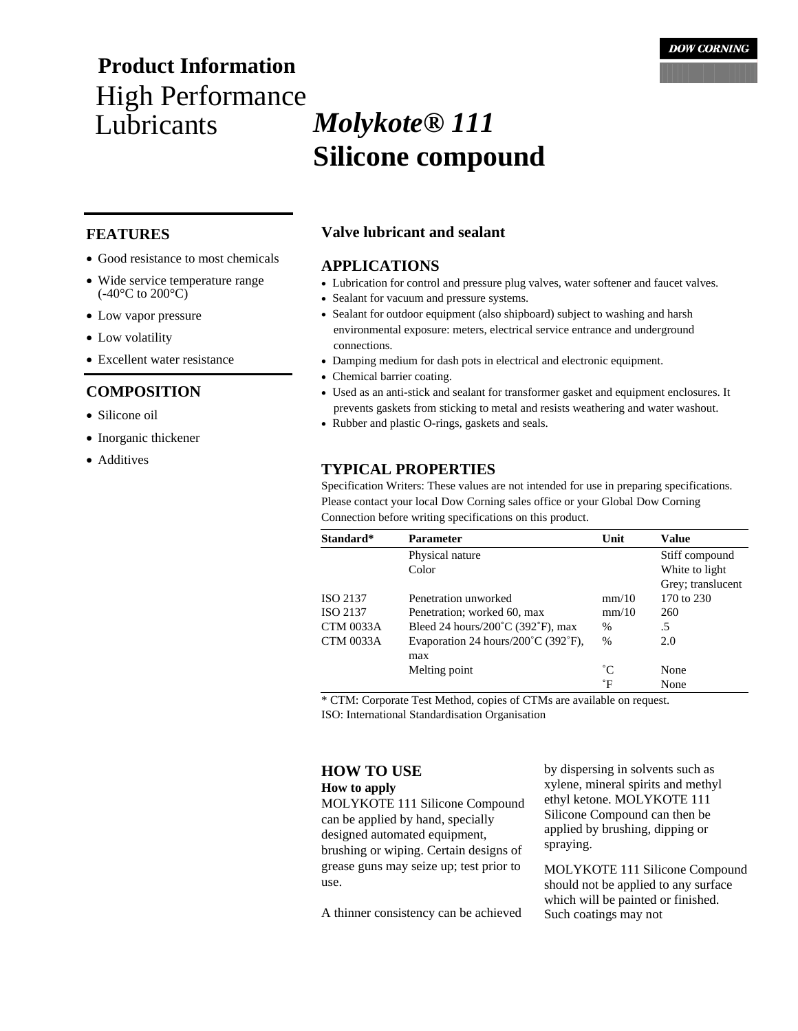DOW CORNING

**Product Information**

High Performance Lubricants

# *Molykote® 111*
# Silicone compound

## FEATURES

- Good resistance to most chemicals
- Wide service temperature range (-40°C to 200°C)
- Low vapor pressure
- Low volatility
- Excellent water resistance

## COMPOSITION

- Silicone oil
- Inorganic thickener
- Additives

### Valve lubricant and sealant

## APPLICATIONS

- Lubrication for control and pressure plug valves, water softener and faucet valves.
- Sealant for vacuum and pressure systems.
- Sealant for outdoor equipment (also shipboard) subject to washing and harsh environmental exposure: meters, electrical service entrance and underground connections.
- Damping medium for dash pots in electrical and electronic equipment.
- Chemical barrier coating.
- Used as an anti-stick and sealant for transformer gasket and equipment enclosures. It prevents gaskets from sticking to metal and resists weathering and water washout.
- Rubber and plastic O-rings, gaskets and seals.

## TYPICAL PROPERTIES

Specification Writers: These values are not intended for use in preparing specifications. Please contact your local Dow Corning sales office or your Global Dow Corning Connection before writing specifications on this product.

| Standard* | Parameter | Unit | Value |
|---|---|---|---|
| | Physical nature | | Stiff compound |
| | Color | | White to light Grey; translucent |
| ISO 2137 | Penetration unworked | mm/10 | 170 to 230 |
| ISO 2137 | Penetration; worked 60, max | mm/10 | 260 |
| CTM 0033A | Bleed 24 hours/200˚C (392˚F), max | % | .5 |
| CTM 0033A | Evaporation 24 hours/200˚C (392˚F), max | % | 2.0 |
| | Melting point | ˚C | None |
| | | ˚F | None |

\* CTM: Corporate Test Method, copies of CTMs are available on request.
ISO: International Standardisation Organisation

## HOW TO USE

**How to apply**

MOLYKOTE 111 Silicone Compound can be applied by hand, specially designed automated equipment, brushing or wiping. Certain designs of grease guns may seize up; test prior to use.

A thinner consistency can be achieved by dispersing in solvents such as xylene, mineral spirits and methyl ethyl ketone. MOLYKOTE 111 Silicone Compound can then be applied by brushing, dipping or spraying.

MOLYKOTE 111 Silicone Compound should not be applied to any surface which will be painted or finished. Such coatings may not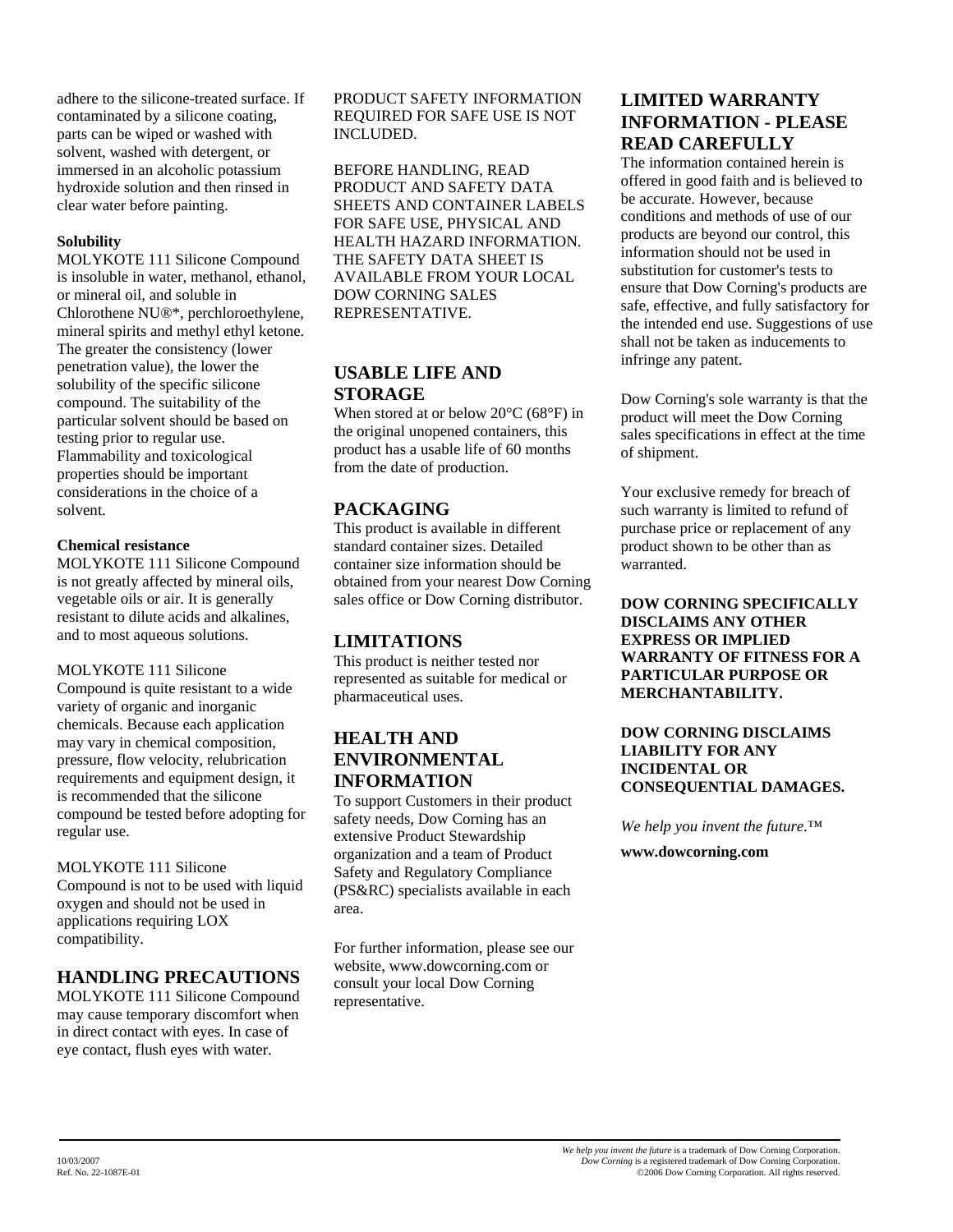adhere to the silicone-treated surface. If contaminated by a silicone coating, parts can be wiped or washed with solvent, washed with detergent, or immersed in an alcoholic potassium hydroxide solution and then rinsed in clear water before painting.

**Solubility**

MOLYKOTE 111 Silicone Compound is insoluble in water, methanol, ethanol, or mineral oil, and soluble in Chlorothene NU®*, perchloroethylene, mineral spirits and methyl ethyl ketone. The greater the consistency (lower penetration value), the lower the solubility of the specific silicone compound. The suitability of the particular solvent should be based on testing prior to regular use. Flammability and toxicological properties should be important considerations in the choice of a solvent.

**Chemical resistance**

MOLYKOTE 111 Silicone Compound is not greatly affected by mineral oils, vegetable oils or air. It is generally resistant to dilute acids and alkalines, and to most aqueous solutions.

MOLYKOTE 111 Silicone Compound is quite resistant to a wide variety of organic and inorganic chemicals. Because each application may vary in chemical composition, pressure, flow velocity, relubrication requirements and equipment design, it is recommended that the silicone compound be tested before adopting for regular use.

MOLYKOTE 111 Silicone Compound is not to be used with liquid oxygen and should not be used in applications requiring LOX compatibility.

## HANDLING PRECAUTIONS

MOLYKOTE 111 Silicone Compound may cause temporary discomfort when in direct contact with eyes. In case of eye contact, flush eyes with water.

PRODUCT SAFETY INFORMATION REQUIRED FOR SAFE USE IS NOT INCLUDED.

BEFORE HANDLING, READ PRODUCT AND SAFETY DATA SHEETS AND CONTAINER LABELS FOR SAFE USE, PHYSICAL AND HEALTH HAZARD INFORMATION. THE SAFETY DATA SHEET IS AVAILABLE FROM YOUR LOCAL DOW CORNING SALES REPRESENTATIVE.

## USABLE LIFE AND STORAGE

When stored at or below 20°C (68°F) in the original unopened containers, this product has a usable life of 60 months from the date of production.

## PACKAGING

This product is available in different standard container sizes. Detailed container size information should be obtained from your nearest Dow Corning sales office or Dow Corning distributor.

## LIMITATIONS

This product is neither tested nor represented as suitable for medical or pharmaceutical uses.

## HEALTH AND ENVIRONMENTAL INFORMATION

To support Customers in their product safety needs, Dow Corning has an extensive Product Stewardship organization and a team of Product Safety and Regulatory Compliance (PS&RC) specialists available in each area.

For further information, please see our website, www.dowcorning.com or consult your local Dow Corning representative.

## LIMITED WARRANTY INFORMATION - PLEASE READ CAREFULLY

The information contained herein is offered in good faith and is believed to be accurate. However, because conditions and methods of use of our products are beyond our control, this information should not be used in substitution for customer's tests to ensure that Dow Corning's products are safe, effective, and fully satisfactory for the intended end use. Suggestions of use shall not be taken as inducements to infringe any patent.

Dow Corning's sole warranty is that the product will meet the Dow Corning sales specifications in effect at the time of shipment.

Your exclusive remedy for breach of such warranty is limited to refund of purchase price or replacement of any product shown to be other than as warranted.

**DOW CORNING SPECIFICALLY DISCLAIMS ANY OTHER EXPRESS OR IMPLIED WARRANTY OF FITNESS FOR A PARTICULAR PURPOSE OR MERCHANTABILITY.**

**DOW CORNING DISCLAIMS LIABILITY FOR ANY INCIDENTAL OR CONSEQUENTIAL DAMAGES.**

*We help you invent the future.*™

**www.dowcorning.com**

10/03/2007
Ref. No. 22-1087E-01

*We help you invent the future* is a trademark of Dow Corning Corporation.
*Dow Corning* is a registered trademark of Dow Corning Corporation.
©2006 Dow Corning Corporation. All rights reserved.